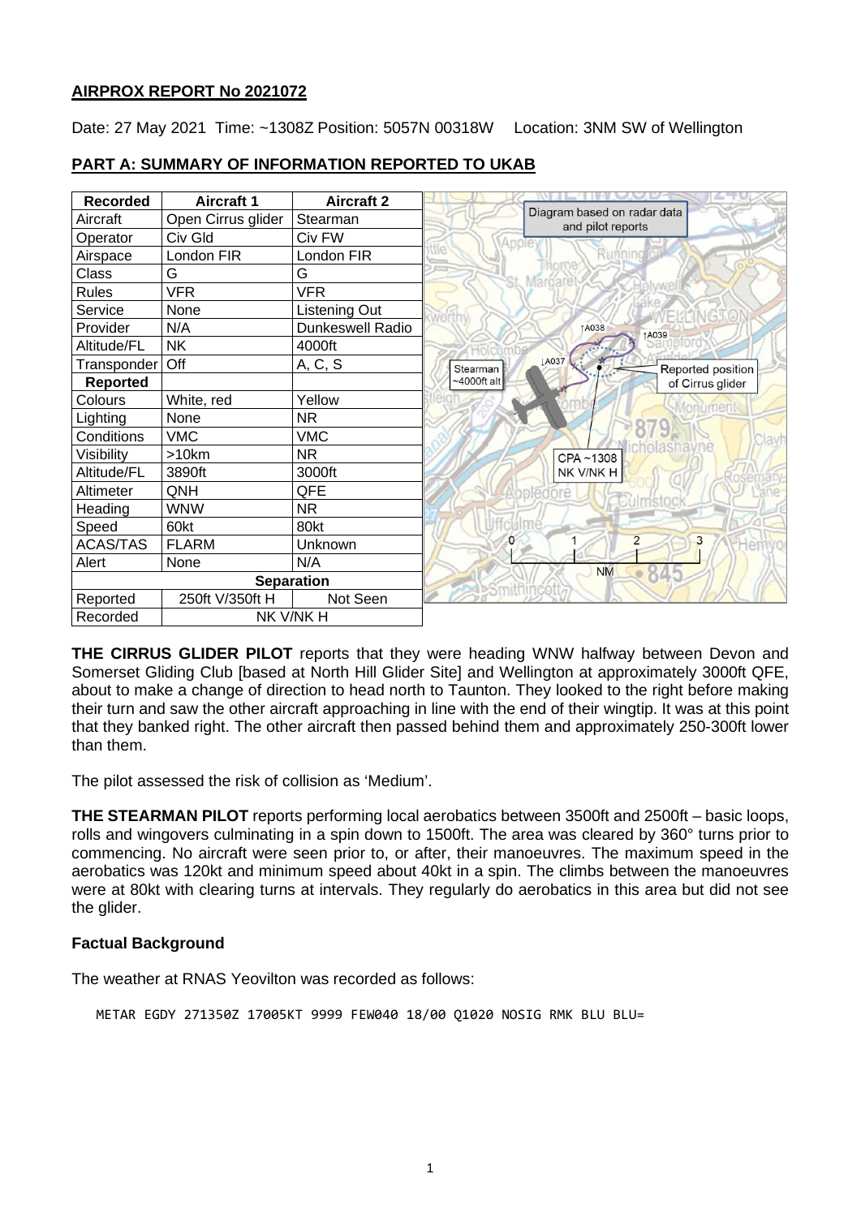**AIRPROX REPORT No 2021072**

Date: 27 May 2021 Time: ~1308Z Position: 5057N 00318W Location: 3NM SW of Wellington

## PART A: SUMMARY OF INFORMATION REPORTED TO UKAB

| Recorded | Aircraft 1 | Aircraft 2 |
|---|---|---|
| Aircraft | Open Cirrus glider | Stearman |
| Operator | Civ Gld | Civ FW |
| Airspace | London FIR | London FIR |
| Class | G | G |
| Rules | VFR | VFR |
| Service | None | Listening Out |
| Provider | N/A | Dunkeswell Radio |
| Altitude/FL | NK | 4000ft |
| Transponder | Off | A, C, S |
| **Reported** | | |
| Colours | White, red | Yellow |
| Lighting | None | NR |
| Conditions | VMC | VMC |
| Visibility | >10km | NR |
| Altitude/FL | 3890ft | 3000ft |
| Altimeter | QNH | QFE |
| Heading | WNW | NR |
| Speed | 60kt | 80kt |
| ACAS/TAS | FLARM | Unknown |
| Alert | None | N/A |
| **Separation** | | |
| Reported | 250ft V/350ft H | Not Seen |
| Recorded | NK V/NK H | |

Diagram based on radar data and pilot reports

**THE CIRRUS GLIDER PILOT** reports that they were heading WNW halfway between Devon and Somerset Gliding Club [based at North Hill Glider Site] and Wellington at approximately 3000ft QFE, about to make a change of direction to head north to Taunton. They looked to the right before making their turn and saw the other aircraft approaching in line with the end of their wingtip. It was at this point that they banked right. The other aircraft then passed behind them and approximately 250-300ft lower than them.

The pilot assessed the risk of collision as 'Medium'.

**THE STEARMAN PILOT** reports performing local aerobatics between 3500ft and 2500ft – basic loops, rolls and wingovers culminating in a spin down to 1500ft. The area was cleared by 360° turns prior to commencing. No aircraft were seen prior to, or after, their manoeuvres. The maximum speed in the aerobatics was 120kt and minimum speed about 40kt in a spin. The climbs between the manoeuvres were at 80kt with clearing turns at intervals. They regularly do aerobatics in this area but did not see the glider.

### Factual Background

The weather at RNAS Yeovilton was recorded as follows:

```
METAR EGDY 271350Z 17005KT 9999 FEW040 18/00 Q1020 NOSIG RMK BLU BLU=
```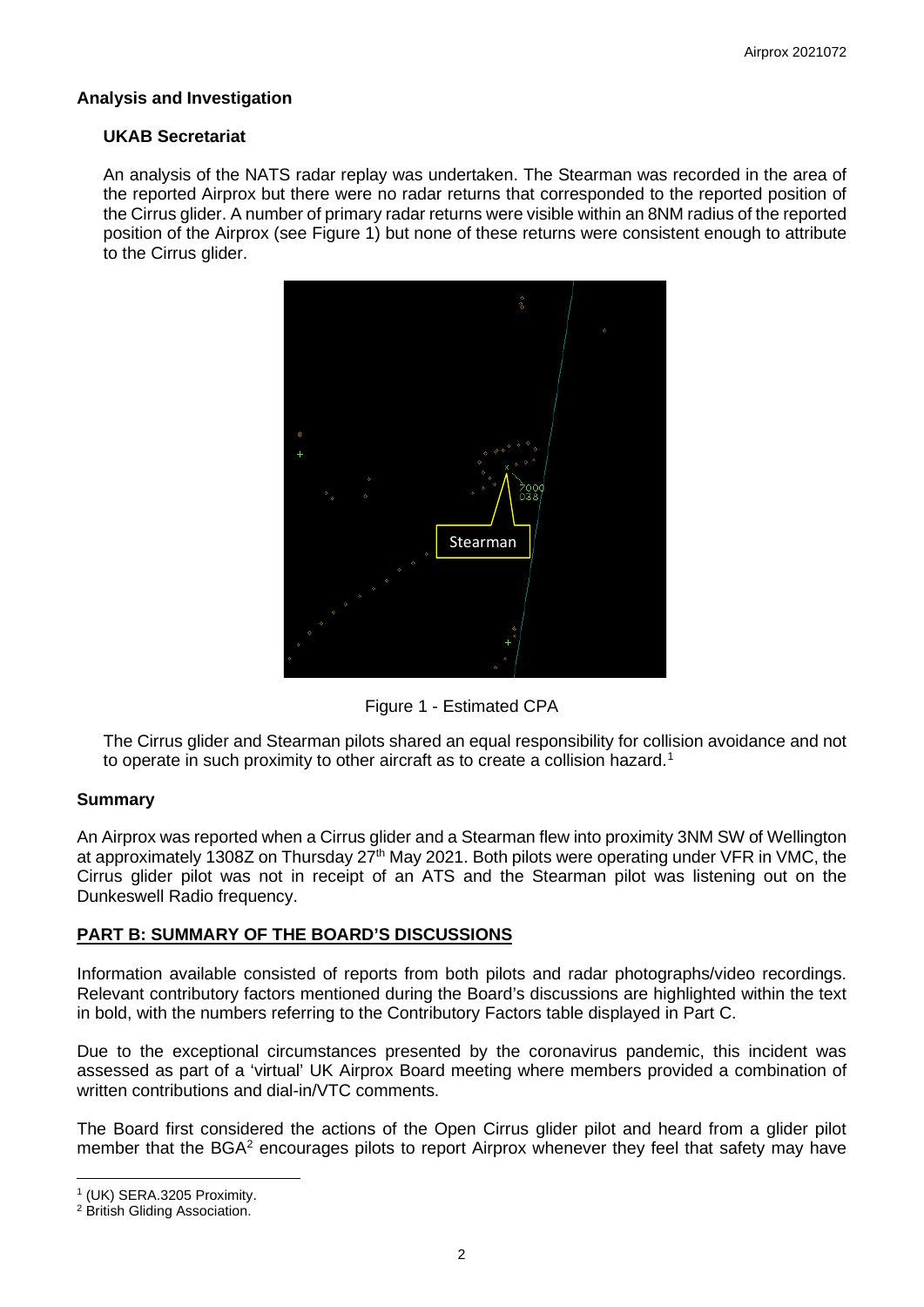## Analysis and Investigation

### UKAB Secretariat

An analysis of the NATS radar replay was undertaken. The Stearman was recorded in the area of the reported Airprox but there were no radar returns that corresponded to the reported position of the Cirrus glider. A number of primary radar returns were visible within an 8NM radius of the reported position of the Airprox (see Figure 1) but none of these returns were consistent enough to attribute to the Cirrus glider.

Figure 1 - Estimated CPA

The Cirrus glider and Stearman pilots shared an equal responsibility for collision avoidance and not to operate in such proximity to other aircraft as to create a collision hazard.[1]

## Summary

An Airprox was reported when a Cirrus glider and a Stearman flew into proximity 3NM SW of Wellington at approximately 1308Z on Thursday 27th May 2021. Both pilots were operating under VFR in VMC, the Cirrus glider pilot was not in receipt of an ATS and the Stearman pilot was listening out on the Dunkeswell Radio frequency.

## PART B: SUMMARY OF THE BOARD'S DISCUSSIONS

Information available consisted of reports from both pilots and radar photographs/video recordings. Relevant contributory factors mentioned during the Board's discussions are highlighted within the text in bold, with the numbers referring to the Contributory Factors table displayed in Part C.

Due to the exceptional circumstances presented by the coronavirus pandemic, this incident was assessed as part of a 'virtual' UK Airprox Board meeting where members provided a combination of written contributions and dial-in/VTC comments.

The Board first considered the actions of the Open Cirrus glider pilot and heard from a glider pilot member that the BGA[2] encourages pilots to report Airprox whenever they feel that safety may have

[1] (UK) SERA.3205 Proximity.

[2] British Gliding Association.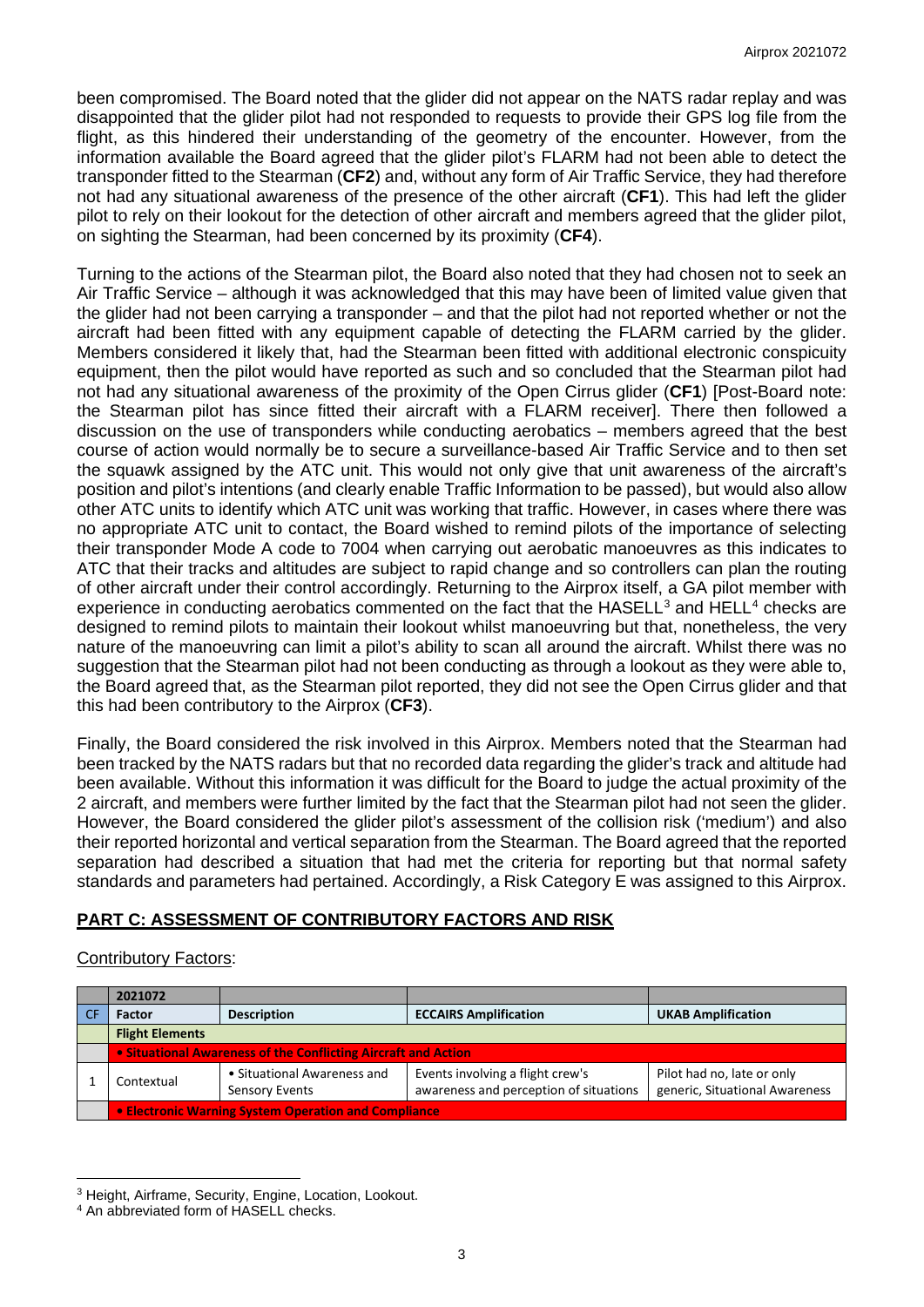been compromised. The Board noted that the glider did not appear on the NATS radar replay and was disappointed that the glider pilot had not responded to requests to provide their GPS log file from the flight, as this hindered their understanding of the geometry of the encounter. However, from the information available the Board agreed that the glider pilot's FLARM had not been able to detect the transponder fitted to the Stearman (**CF2**) and, without any form of Air Traffic Service, they had therefore not had any situational awareness of the presence of the other aircraft (**CF1**). This had left the glider pilot to rely on their lookout for the detection of other aircraft and members agreed that the glider pilot, on sighting the Stearman, had been concerned by its proximity (**CF4**).

Turning to the actions of the Stearman pilot, the Board also noted that they had chosen not to seek an Air Traffic Service – although it was acknowledged that this may have been of limited value given that the glider had not been carrying a transponder – and that the pilot had not reported whether or not the aircraft had been fitted with any equipment capable of detecting the FLARM carried by the glider. Members considered it likely that, had the Stearman been fitted with additional electronic conspicuity equipment, then the pilot would have reported as such and so concluded that the Stearman pilot had not had any situational awareness of the proximity of the Open Cirrus glider (**CF1**) [Post-Board note: the Stearman pilot has since fitted their aircraft with a FLARM receiver]. There then followed a discussion on the use of transponders while conducting aerobatics – members agreed that the best course of action would normally be to secure a surveillance-based Air Traffic Service and to then set the squawk assigned by the ATC unit. This would not only give that unit awareness of the aircraft's position and pilot's intentions (and clearly enable Traffic Information to be passed), but would also allow other ATC units to identify which ATC unit was working that traffic. However, in cases where there was no appropriate ATC unit to contact, the Board wished to remind pilots of the importance of selecting their transponder Mode A code to 7004 when carrying out aerobatic manoeuvres as this indicates to ATC that their tracks and altitudes are subject to rapid change and so controllers can plan the routing of other aircraft under their control accordingly. Returning to the Airprox itself, a GA pilot member with experience in conducting aerobatics commented on the fact that the HASELL[3] and HELL[4] checks are designed to remind pilots to maintain their lookout whilst manoeuvring but that, nonetheless, the very nature of the manoeuvring can limit a pilot's ability to scan all around the aircraft. Whilst there was no suggestion that the Stearman pilot had not been conducting as through a lookout as they were able to, the Board agreed that, as the Stearman pilot reported, they did not see the Open Cirrus glider and that this had been contributory to the Airprox (**CF3**).

Finally, the Board considered the risk involved in this Airprox. Members noted that the Stearman had been tracked by the NATS radars but that no recorded data regarding the glider's track and altitude had been available. Without this information it was difficult for the Board to judge the actual proximity of the 2 aircraft, and members were further limited by the fact that the Stearman pilot had not seen the glider. However, the Board considered the glider pilot's assessment of the collision risk ('medium') and also their reported horizontal and vertical separation from the Stearman. The Board agreed that the reported separation had described a situation that had met the criteria for reporting but that normal safety standards and parameters had pertained. Accordingly, a Risk Category E was assigned to this Airprox.

## PART C: ASSESSMENT OF CONTRIBUTORY FACTORS AND RISK

Contributory Factors:

| | 2021072 | | | |
|---|---|---|---|---|
| CF | Factor | Description | ECCAIRS Amplification | UKAB Amplification |
| | **Flight Elements** | | | |
| | **• Situational Awareness of the Conflicting Aircraft and Action** | | | |
| 1 | Contextual | • Situational Awareness and Sensory Events | Events involving a flight crew's awareness and perception of situations | Pilot had no, late or only generic, Situational Awareness |
| | **• Electronic Warning System Operation and Compliance** | | | |

[3] Height, Airframe, Security, Engine, Location, Lookout.

[4] An abbreviated form of HASELL checks.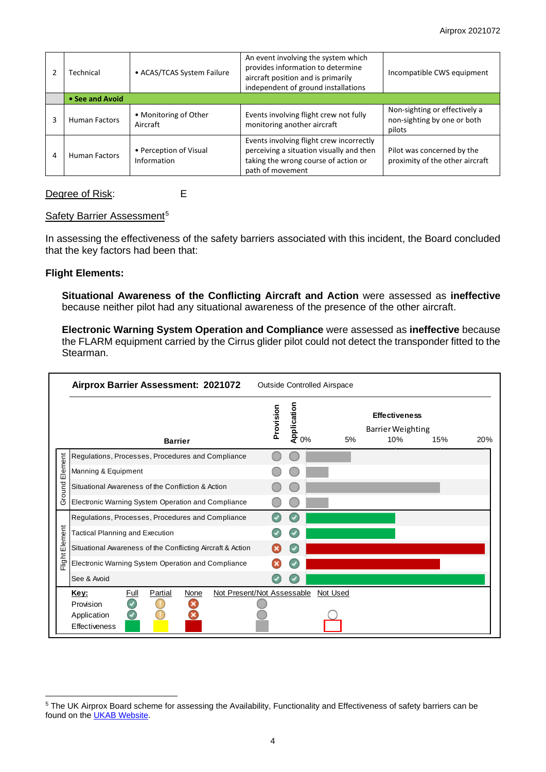| | | | | |
|---|---|---|---|---|
| 2 | Technical | • ACAS/TCAS System Failure | An event involving the system which provides information to determine aircraft position and is primarily independent of ground installations | Incompatible CWS equipment |
| | • **See and Avoid** | | | |
| 3 | Human Factors | • Monitoring of Other Aircraft | Events involving flight crew not fully monitoring another aircraft | Non-sighting or effectively a non-sighting by one or both pilots |
| 4 | Human Factors | • Perception of Visual Information | Events involving flight crew incorrectly perceiving a situation visually and then taking the wrong course of action or path of movement | Pilot was concerned by the proximity of the other aircraft |

Degree of Risk: E

Safety Barrier Assessment[5]

In assessing the effectiveness of the safety barriers associated with this incident, the Board concluded that the key factors had been that:

**Flight Elements:**

**Situational Awareness of the Conflicting Aircraft and Action** were assessed as **ineffective** because neither pilot had any situational awareness of the presence of the other aircraft.

**Electronic Warning System Operation and Compliance** were assessed as **ineffective** because the FLARM equipment carried by the Cirrus glider pilot could not detect the transponder fitted to the Stearman.

Airprox Barrier Assessment: 2021072

Outside Controlled Airspace

Barrier

Provision

Application

Effectiveness

Barrier Weighting

0% 5% 10% 15% 20%

Ground Element

Regulations, Processes, Procedures and Compliance

Manning & Equipment

Situational Awareness of the Confliction & Action

Electronic Warning System Operation and Compliance

Flight Element

Regulations, Processes, Procedures and Compliance

Tactical Planning and Execution

Situational Awareness of the Conflicting Aircraft & Action

Electronic Warning System Operation and Compliance

See & Avoid

Key: Full Partial None Not Present/Not Assessable Not Used

Provision

Application

Effectiveness

[5] The UK Airprox Board scheme for assessing the Availability, Functionality and Effectiveness of safety barriers can be found on the UKAB Website.